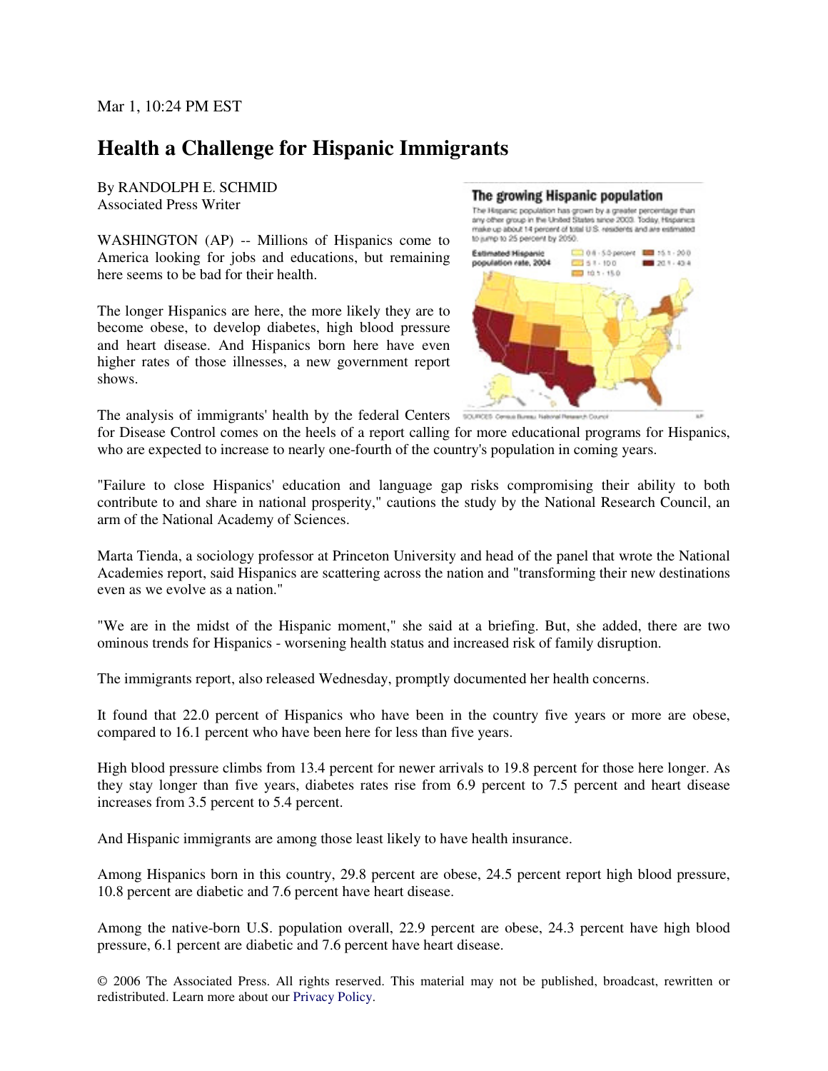Mar 1, 10:24 PM EST

# Health a Challenge for Hispanic Immigrants

By RANDOLPH E. SCHMID
Associated Press Writer

WASHINGTON (AP) -- Millions of Hispanics come to America looking for jobs and educations, but remaining here seems to be bad for their health.

The longer Hispanics are here, the more likely they are to become obese, to develop diabetes, high blood pressure and heart disease. And Hispanics born here have even higher rates of those illnesses, a new government report shows.

The analysis of immigrants' health by the federal Centers for Disease Control comes on the heels of a report calling for more educational programs for Hispanics, who are expected to increase to nearly one-fourth of the country's population in coming years.

"Failure to close Hispanics' education and language gap risks compromising their ability to both contribute to and share in national prosperity," cautions the study by the National Research Council, an arm of the National Academy of Sciences.

Marta Tienda, a sociology professor at Princeton University and head of the panel that wrote the National Academies report, said Hispanics are scattering across the nation and "transforming their new destinations even as we evolve as a nation."

"We are in the midst of the Hispanic moment," she said at a briefing. But, she added, there are two ominous trends for Hispanics - worsening health status and increased risk of family disruption.

The immigrants report, also released Wednesday, promptly documented her health concerns.

It found that 22.0 percent of Hispanics who have been in the country five years or more are obese, compared to 16.1 percent who have been here for less than five years.

High blood pressure climbs from 13.4 percent for newer arrivals to 19.8 percent for those here longer. As they stay longer than five years, diabetes rates rise from 6.9 percent to 7.5 percent and heart disease increases from 3.5 percent to 5.4 percent.

And Hispanic immigrants are among those least likely to have health insurance.

Among Hispanics born in this country, 29.8 percent are obese, 24.5 percent report high blood pressure, 10.8 percent are diabetic and 7.6 percent have heart disease.

Among the native-born U.S. population overall, 22.9 percent are obese, 24.3 percent have high blood pressure, 6.1 percent are diabetic and 7.6 percent have heart disease.

© 2006 The Associated Press. All rights reserved. This material may not be published, broadcast, rewritten or redistributed. Learn more about our Privacy Policy.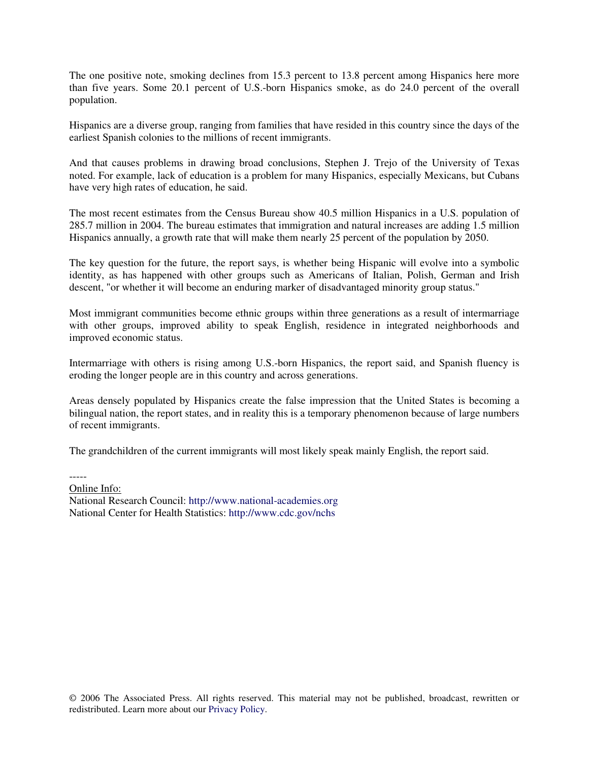The one positive note, smoking declines from 15.3 percent to 13.8 percent among Hispanics here more than five years. Some 20.1 percent of U.S.-born Hispanics smoke, as do 24.0 percent of the overall population.

Hispanics are a diverse group, ranging from families that have resided in this country since the days of the earliest Spanish colonies to the millions of recent immigrants.

And that causes problems in drawing broad conclusions, Stephen J. Trejo of the University of Texas noted. For example, lack of education is a problem for many Hispanics, especially Mexicans, but Cubans have very high rates of education, he said.

The most recent estimates from the Census Bureau show 40.5 million Hispanics in a U.S. population of 285.7 million in 2004. The bureau estimates that immigration and natural increases are adding 1.5 million Hispanics annually, a growth rate that will make them nearly 25 percent of the population by 2050.

The key question for the future, the report says, is whether being Hispanic will evolve into a symbolic identity, as has happened with other groups such as Americans of Italian, Polish, German and Irish descent, "or whether it will become an enduring marker of disadvantaged minority group status."

Most immigrant communities become ethnic groups within three generations as a result of intermarriage with other groups, improved ability to speak English, residence in integrated neighborhoods and improved economic status.

Intermarriage with others is rising among U.S.-born Hispanics, the report said, and Spanish fluency is eroding the longer people are in this country and across generations.

Areas densely populated by Hispanics create the false impression that the United States is becoming a bilingual nation, the report states, and in reality this is a temporary phenomenon because of large numbers of recent immigrants.

The grandchildren of the current immigrants will most likely speak mainly English, the report said.

-----

Online Info:
National Research Council: http://www.national-academies.org
National Center for Health Statistics: http://www.cdc.gov/nchs

© 2006 The Associated Press. All rights reserved. This material may not be published, broadcast, rewritten or redistributed. Learn more about our Privacy Policy.